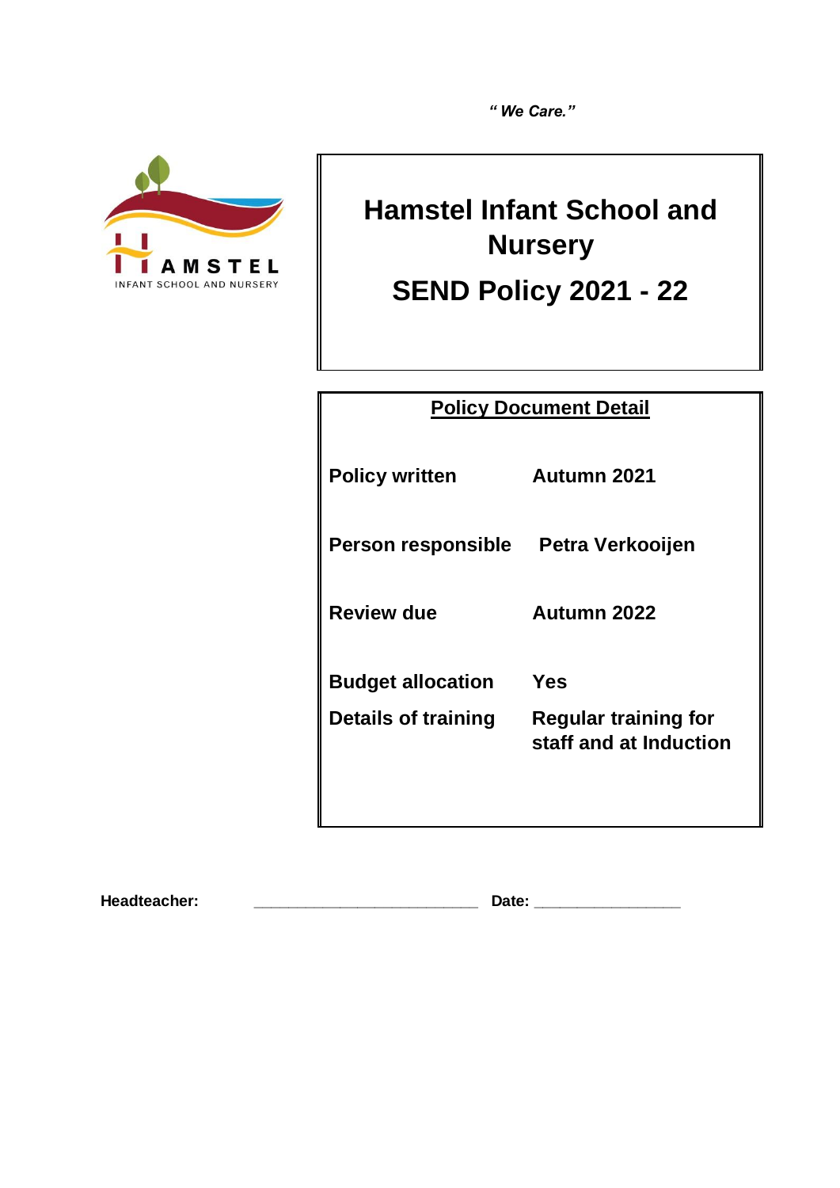*" We Care."*

HAMSTEL
INFANT SCHOOL AND NURSERY

# Hamstel Infant School and Nursery

# SEND Policy 2021 - 22

**<u>Policy Document Detail</u>**

| | |
|---|---|
| **Policy written** | **Autumn 2021** |
| **Person responsible** | **Petra Verkooijen** |
| **Review due** | **Autumn 2022** |
| **Budget allocation** | **Yes** |
| **Details of training** | **Regular training for staff and at Induction** |

**Headteacher:** ___________________________ **Date:** _________________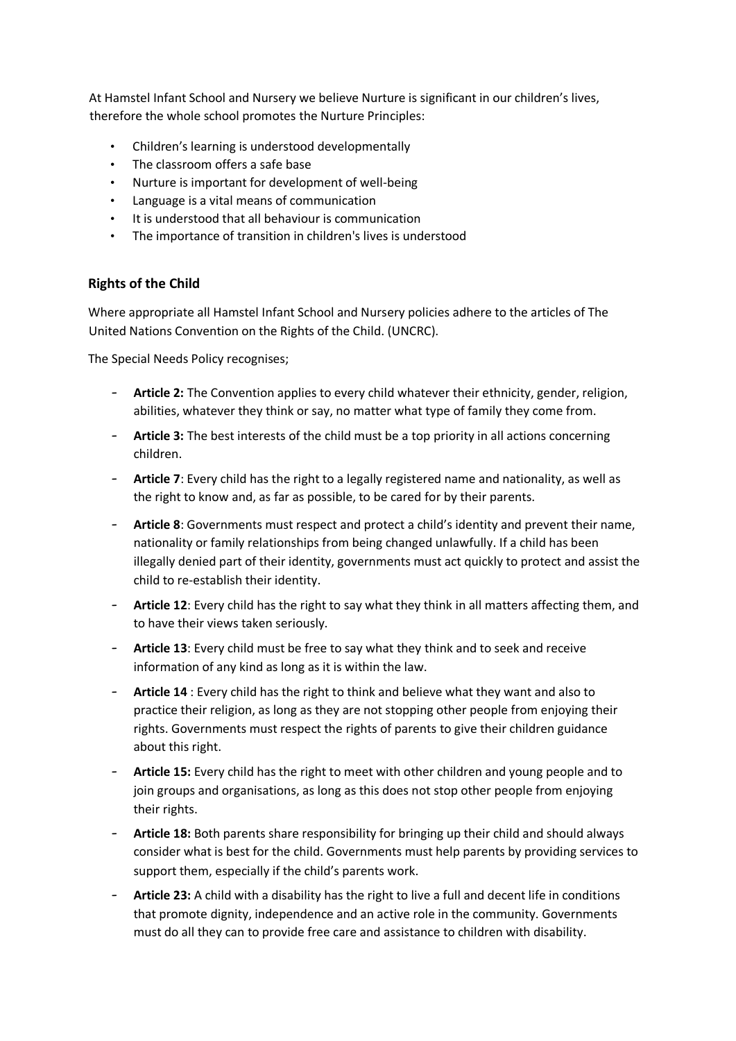At Hamstel Infant School and Nursery we believe Nurture is significant in our children's lives, therefore the whole school promotes the Nurture Principles:

- Children's learning is understood developmentally
- The classroom offers a safe base
- Nurture is important for development of well-being
- Language is a vital means of communication
- It is understood that all behaviour is communication
- The importance of transition in children's lives is understood

### Rights of the Child

Where appropriate all Hamstel Infant School and Nursery policies adhere to the articles of The United Nations Convention on the Rights of the Child. (UNCRC).

The Special Needs Policy recognises;

- **Article 2:** The Convention applies to every child whatever their ethnicity, gender, religion, abilities, whatever they think or say, no matter what type of family they come from.
- **Article 3:** The best interests of the child must be a top priority in all actions concerning children.
- **Article 7**: Every child has the right to a legally registered name and nationality, as well as the right to know and, as far as possible, to be cared for by their parents.
- **Article 8**: Governments must respect and protect a child's identity and prevent their name, nationality or family relationships from being changed unlawfully. If a child has been illegally denied part of their identity, governments must act quickly to protect and assist the child to re-establish their identity.
- **Article 12**: Every child has the right to say what they think in all matters affecting them, and to have their views taken seriously.
- **Article 13**: Every child must be free to say what they think and to seek and receive information of any kind as long as it is within the law.
- **Article 14** : Every child has the right to think and believe what they want and also to practice their religion, as long as they are not stopping other people from enjoying their rights. Governments must respect the rights of parents to give their children guidance about this right.
- **Article 15:** Every child has the right to meet with other children and young people and to join groups and organisations, as long as this does not stop other people from enjoying their rights.
- **Article 18:** Both parents share responsibility for bringing up their child and should always consider what is best for the child. Governments must help parents by providing services to support them, especially if the child's parents work.
- **Article 23:** A child with a disability has the right to live a full and decent life in conditions that promote dignity, independence and an active role in the community. Governments must do all they can to provide free care and assistance to children with disability.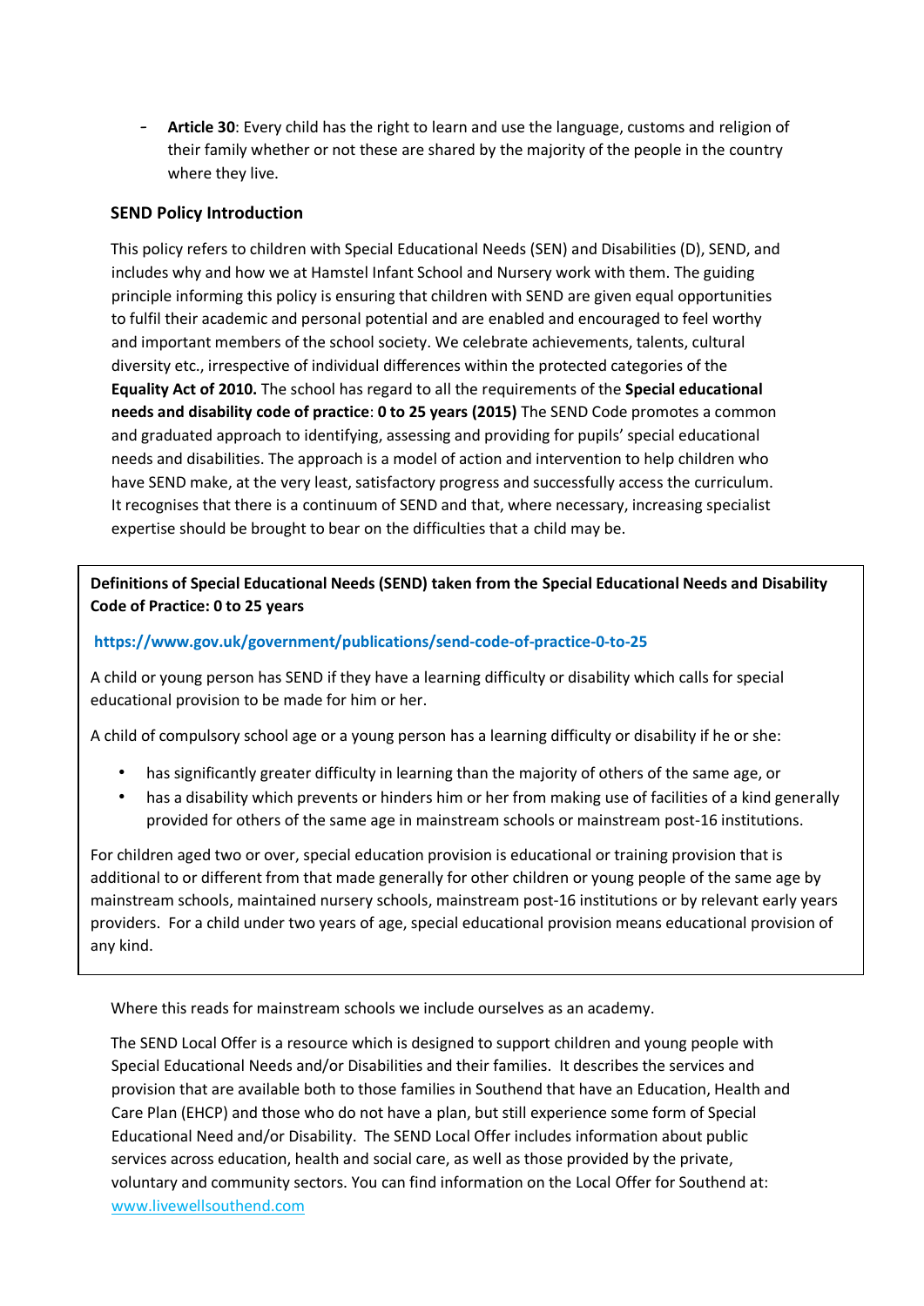- **Article 30**: Every child has the right to learn and use the language, customs and religion of their family whether or not these are shared by the majority of the people in the country where they live.

**SEND Policy Introduction**

This policy refers to children with Special Educational Needs (SEN) and Disabilities (D), SEND, and includes why and how we at Hamstel Infant School and Nursery work with them. The guiding principle informing this policy is ensuring that children with SEND are given equal opportunities to fulfil their academic and personal potential and are enabled and encouraged to feel worthy and important members of the school society. We celebrate achievements, talents, cultural diversity etc., irrespective of individual differences within the protected categories of the **Equality Act of 2010.** The school has regard to all the requirements of the **Special educational needs and disability code of practice**: **0 to 25 years (2015)** The SEND Code promotes a common and graduated approach to identifying, assessing and providing for pupils' special educational needs and disabilities. The approach is a model of action and intervention to help children who have SEND make, at the very least, satisfactory progress and successfully access the curriculum. It recognises that there is a continuum of SEND and that, where necessary, increasing specialist expertise should be brought to bear on the difficulties that a child may be.

**Definitions of Special Educational Needs (SEND) taken from the Special Educational Needs and Disability Code of Practice: 0 to 25 years**

**https://www.gov.uk/government/publications/send-code-of-practice-0-to-25**

A child or young person has SEND if they have a learning difficulty or disability which calls for special educational provision to be made for him or her.

A child of compulsory school age or a young person has a learning difficulty or disability if he or she:

- has significantly greater difficulty in learning than the majority of others of the same age, or
- has a disability which prevents or hinders him or her from making use of facilities of a kind generally provided for others of the same age in mainstream schools or mainstream post-16 institutions.

For children aged two or over, special education provision is educational or training provision that is additional to or different from that made generally for other children or young people of the same age by mainstream schools, maintained nursery schools, mainstream post-16 institutions or by relevant early years providers. For a child under two years of age, special educational provision means educational provision of any kind.

Where this reads for mainstream schools we include ourselves as an academy.

The SEND Local Offer is a resource which is designed to support children and young people with Special Educational Needs and/or Disabilities and their families. It describes the services and provision that are available both to those families in Southend that have an Education, Health and Care Plan (EHCP) and those who do not have a plan, but still experience some form of Special Educational Need and/or Disability. The SEND Local Offer includes information about public services across education, health and social care, as well as those provided by the private, voluntary and community sectors. You can find information on the Local Offer for Southend at: www.livewellsouthend.com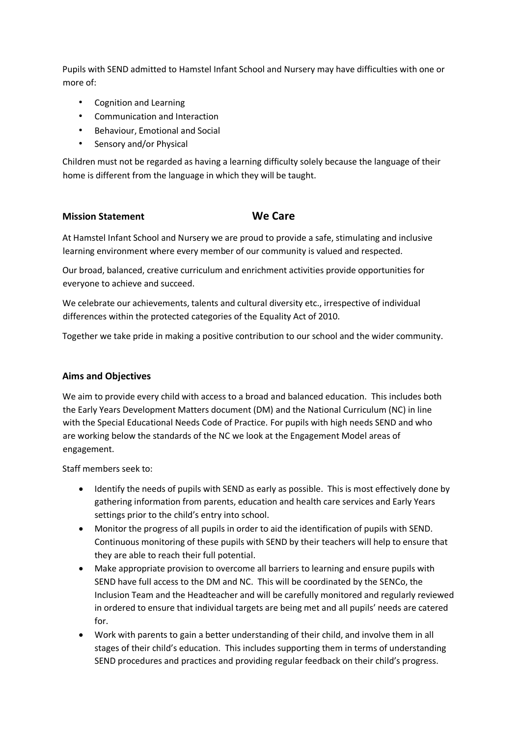Pupils with SEND admitted to Hamstel Infant School and Nursery may have difficulties with one or more of:

- Cognition and Learning
- Communication and Interaction
- Behaviour, Emotional and Social
- Sensory and/or Physical

Children must not be regarded as having a learning difficulty solely because the language of their home is different from the language in which they will be taught.

## Mission Statement — We Care

At Hamstel Infant School and Nursery we are proud to provide a safe, stimulating and inclusive learning environment where every member of our community is valued and respected.

Our broad, balanced, creative curriculum and enrichment activities provide opportunities for everyone to achieve and succeed.

We celebrate our achievements, talents and cultural diversity etc., irrespective of individual differences within the protected categories of the Equality Act of 2010.

Together we take pride in making a positive contribution to our school and the wider community.

## Aims and Objectives

We aim to provide every child with access to a broad and balanced education. This includes both the Early Years Development Matters document (DM) and the National Curriculum (NC) in line with the Special Educational Needs Code of Practice. For pupils with high needs SEND and who are working below the standards of the NC we look at the Engagement Model areas of engagement.

Staff members seek to:

- Identify the needs of pupils with SEND as early as possible. This is most effectively done by gathering information from parents, education and health care services and Early Years settings prior to the child's entry into school.
- Monitor the progress of all pupils in order to aid the identification of pupils with SEND. Continuous monitoring of these pupils with SEND by their teachers will help to ensure that they are able to reach their full potential.
- Make appropriate provision to overcome all barriers to learning and ensure pupils with SEND have full access to the DM and NC. This will be coordinated by the SENCo, the Inclusion Team and the Headteacher and will be carefully monitored and regularly reviewed in ordered to ensure that individual targets are being met and all pupils' needs are catered for.
- Work with parents to gain a better understanding of their child, and involve them in all stages of their child's education. This includes supporting them in terms of understanding SEND procedures and practices and providing regular feedback on their child's progress.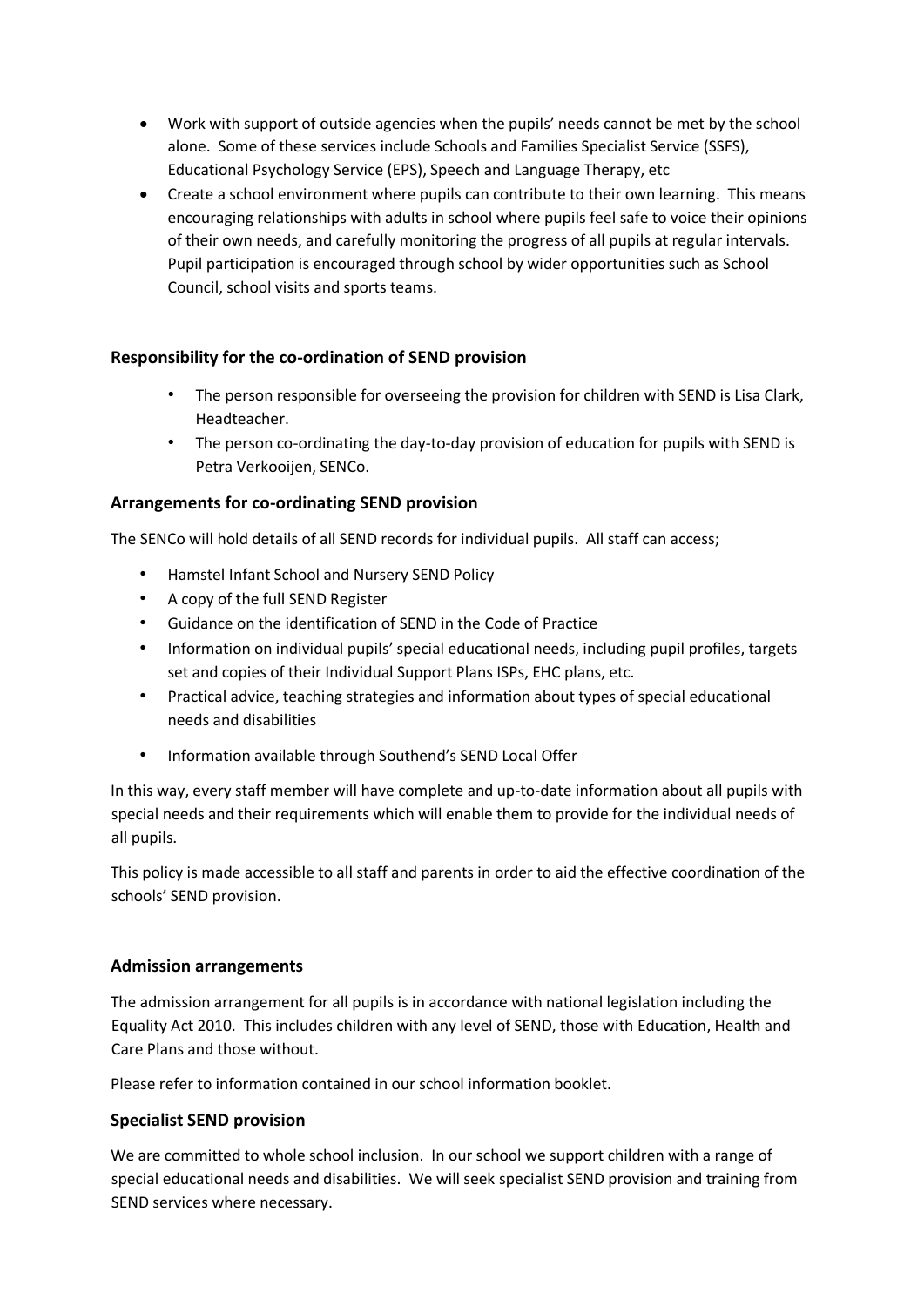- Work with support of outside agencies when the pupils' needs cannot be met by the school alone. Some of these services include Schools and Families Specialist Service (SSFS), Educational Psychology Service (EPS), Speech and Language Therapy, etc
- Create a school environment where pupils can contribute to their own learning. This means encouraging relationships with adults in school where pupils feel safe to voice their opinions of their own needs, and carefully monitoring the progress of all pupils at regular intervals. Pupil participation is encouraged through school by wider opportunities such as School Council, school visits and sports teams.

### Responsibility for the co-ordination of SEND provision

- The person responsible for overseeing the provision for children with SEND is Lisa Clark, Headteacher.
- The person co-ordinating the day-to-day provision of education for pupils with SEND is Petra Verkooijen, SENCo.

### Arrangements for co-ordinating SEND provision

The SENCo will hold details of all SEND records for individual pupils. All staff can access;

- Hamstel Infant School and Nursery SEND Policy
- A copy of the full SEND Register
- Guidance on the identification of SEND in the Code of Practice
- Information on individual pupils' special educational needs, including pupil profiles, targets set and copies of their Individual Support Plans ISPs, EHC plans, etc.
- Practical advice, teaching strategies and information about types of special educational needs and disabilities
- Information available through Southend's SEND Local Offer

In this way, every staff member will have complete and up-to-date information about all pupils with special needs and their requirements which will enable them to provide for the individual needs of all pupils.

This policy is made accessible to all staff and parents in order to aid the effective coordination of the schools' SEND provision.

### Admission arrangements

The admission arrangement for all pupils is in accordance with national legislation including the Equality Act 2010. This includes children with any level of SEND, those with Education, Health and Care Plans and those without.

Please refer to information contained in our school information booklet.

### Specialist SEND provision

We are committed to whole school inclusion. In our school we support children with a range of special educational needs and disabilities. We will seek specialist SEND provision and training from SEND services where necessary.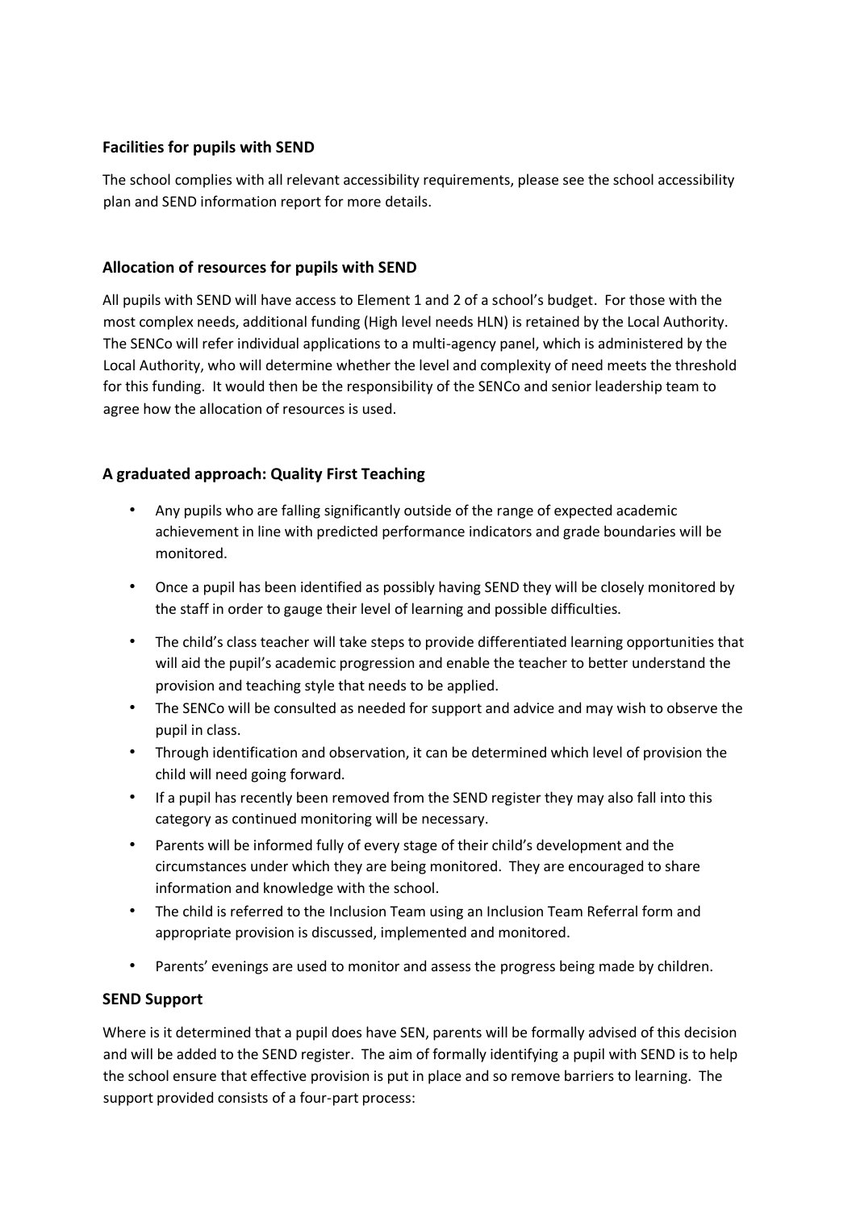### Facilities for pupils with SEND

The school complies with all relevant accessibility requirements, please see the school accessibility plan and SEND information report for more details.

### Allocation of resources for pupils with SEND

All pupils with SEND will have access to Element 1 and 2 of a school's budget. For those with the most complex needs, additional funding (High level needs HLN) is retained by the Local Authority. The SENCo will refer individual applications to a multi-agency panel, which is administered by the Local Authority, who will determine whether the level and complexity of need meets the threshold for this funding. It would then be the responsibility of the SENCo and senior leadership team to agree how the allocation of resources is used.

### A graduated approach: Quality First Teaching

- Any pupils who are falling significantly outside of the range of expected academic achievement in line with predicted performance indicators and grade boundaries will be monitored.
- Once a pupil has been identified as possibly having SEND they will be closely monitored by the staff in order to gauge their level of learning and possible difficulties.
- The child's class teacher will take steps to provide differentiated learning opportunities that will aid the pupil's academic progression and enable the teacher to better understand the provision and teaching style that needs to be applied.
- The SENCo will be consulted as needed for support and advice and may wish to observe the pupil in class.
- Through identification and observation, it can be determined which level of provision the child will need going forward.
- If a pupil has recently been removed from the SEND register they may also fall into this category as continued monitoring will be necessary.
- Parents will be informed fully of every stage of their child's development and the circumstances under which they are being monitored. They are encouraged to share information and knowledge with the school.
- The child is referred to the Inclusion Team using an Inclusion Team Referral form and appropriate provision is discussed, implemented and monitored.
- Parents' evenings are used to monitor and assess the progress being made by children.

### SEND Support

Where is it determined that a pupil does have SEN, parents will be formally advised of this decision and will be added to the SEND register. The aim of formally identifying a pupil with SEND is to help the school ensure that effective provision is put in place and so remove barriers to learning. The support provided consists of a four-part process: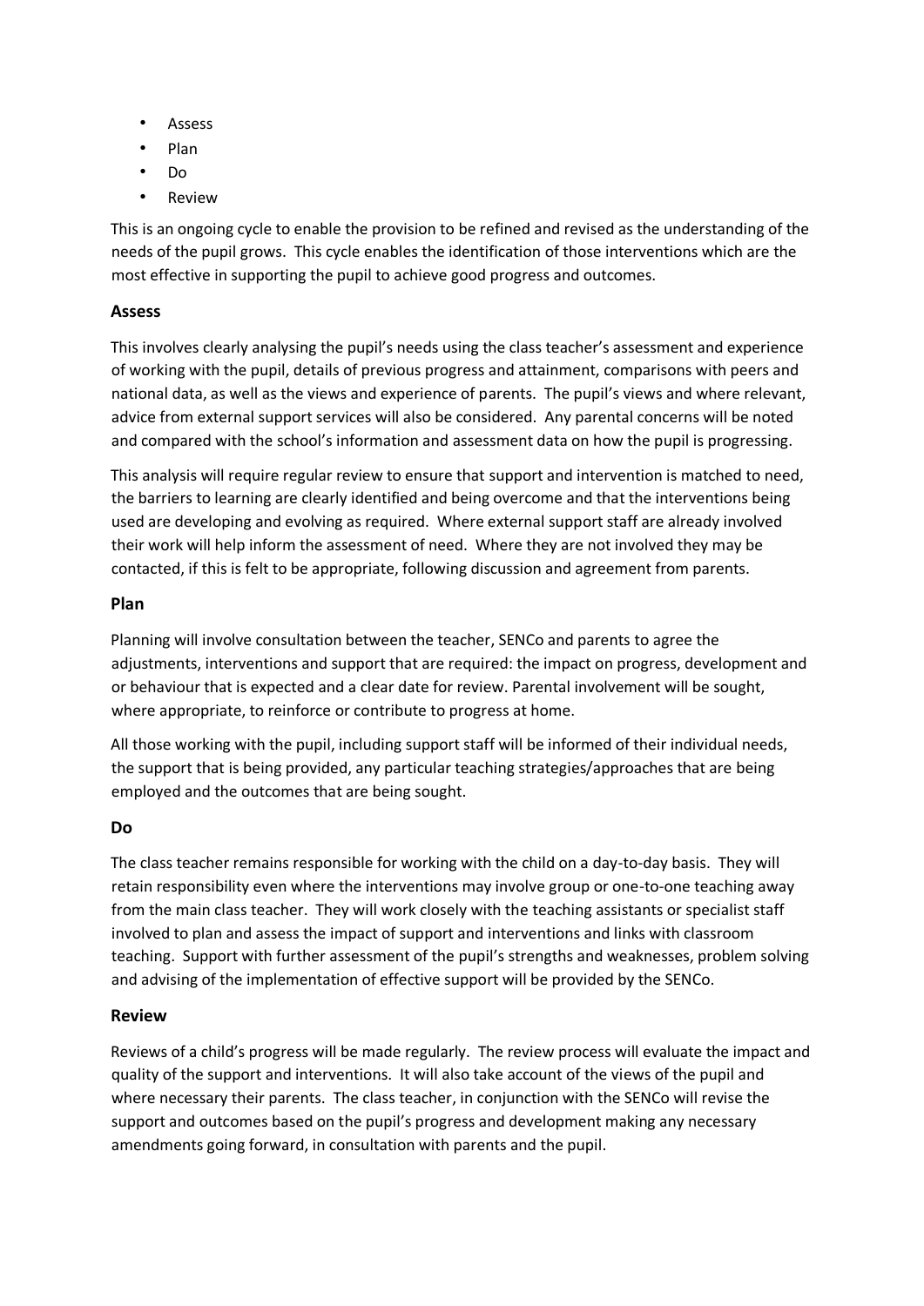- Assess
- Plan
- Do
- Review

This is an ongoing cycle to enable the provision to be refined and revised as the understanding of the needs of the pupil grows. This cycle enables the identification of those interventions which are the most effective in supporting the pupil to achieve good progress and outcomes.

### Assess

This involves clearly analysing the pupil's needs using the class teacher's assessment and experience of working with the pupil, details of previous progress and attainment, comparisons with peers and national data, as well as the views and experience of parents. The pupil's views and where relevant, advice from external support services will also be considered. Any parental concerns will be noted and compared with the school's information and assessment data on how the pupil is progressing.

This analysis will require regular review to ensure that support and intervention is matched to need, the barriers to learning are clearly identified and being overcome and that the interventions being used are developing and evolving as required. Where external support staff are already involved their work will help inform the assessment of need. Where they are not involved they may be contacted, if this is felt to be appropriate, following discussion and agreement from parents.

### Plan

Planning will involve consultation between the teacher, SENCo and parents to agree the adjustments, interventions and support that are required: the impact on progress, development and or behaviour that is expected and a clear date for review. Parental involvement will be sought, where appropriate, to reinforce or contribute to progress at home.

All those working with the pupil, including support staff will be informed of their individual needs, the support that is being provided, any particular teaching strategies/approaches that are being employed and the outcomes that are being sought.

### Do

The class teacher remains responsible for working with the child on a day-to-day basis. They will retain responsibility even where the interventions may involve group or one-to-one teaching away from the main class teacher. They will work closely with the teaching assistants or specialist staff involved to plan and assess the impact of support and interventions and links with classroom teaching. Support with further assessment of the pupil's strengths and weaknesses, problem solving and advising of the implementation of effective support will be provided by the SENCo.

### Review

Reviews of a child's progress will be made regularly. The review process will evaluate the impact and quality of the support and interventions. It will also take account of the views of the pupil and where necessary their parents. The class teacher, in conjunction with the SENCo will revise the support and outcomes based on the pupil's progress and development making any necessary amendments going forward, in consultation with parents and the pupil.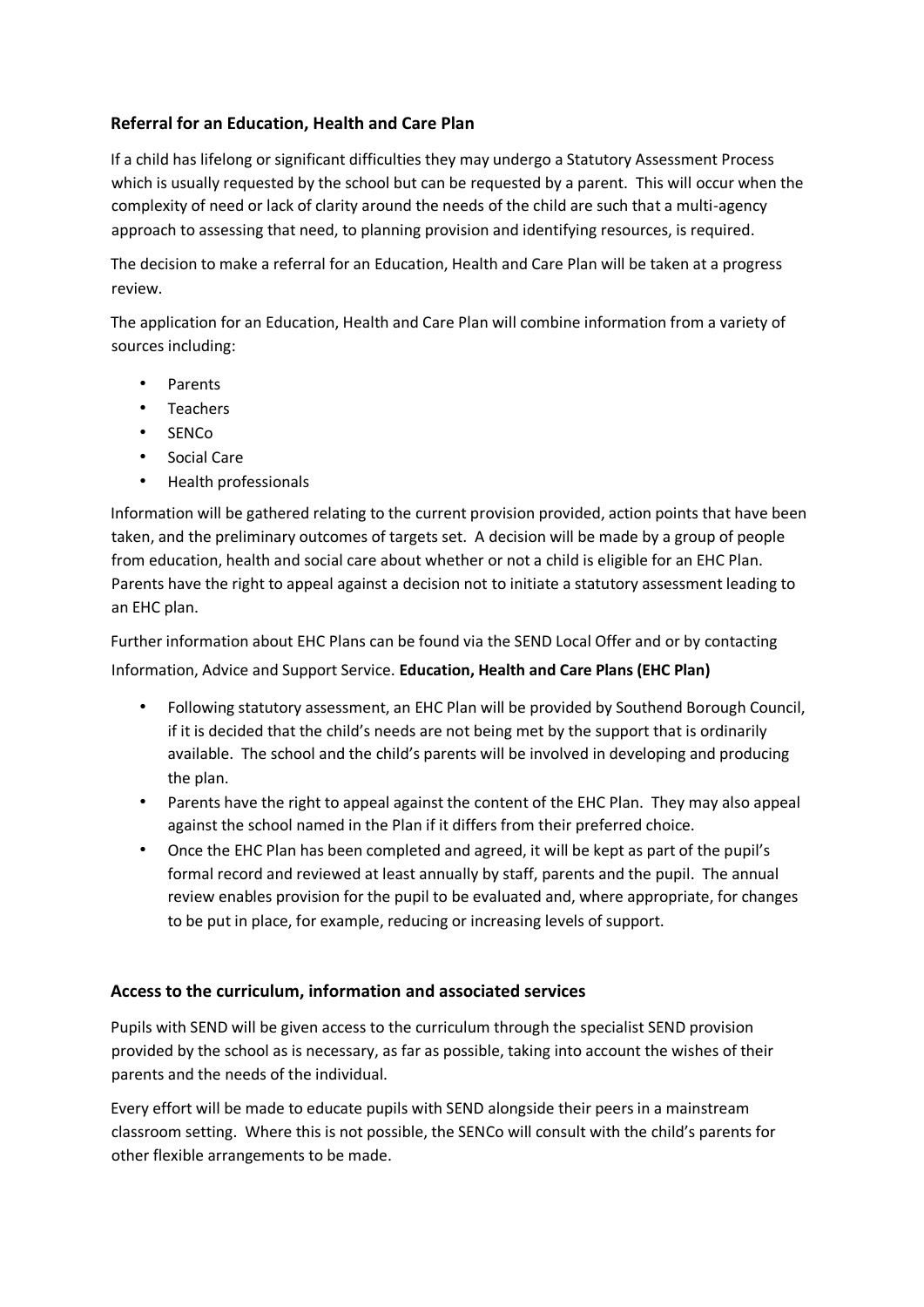### Referral for an Education, Health and Care Plan

If a child has lifelong or significant difficulties they may undergo a Statutory Assessment Process which is usually requested by the school but can be requested by a parent. This will occur when the complexity of need or lack of clarity around the needs of the child are such that a multi-agency approach to assessing that need, to planning provision and identifying resources, is required.

The decision to make a referral for an Education, Health and Care Plan will be taken at a progress review.

The application for an Education, Health and Care Plan will combine information from a variety of sources including:

- Parents
- Teachers
- SENCo
- Social Care
- Health professionals

Information will be gathered relating to the current provision provided, action points that have been taken, and the preliminary outcomes of targets set. A decision will be made by a group of people from education, health and social care about whether or not a child is eligible for an EHC Plan. Parents have the right to appeal against a decision not to initiate a statutory assessment leading to an EHC plan.

Further information about EHC Plans can be found via the SEND Local Offer and or by contacting Information, Advice and Support Service. **Education, Health and Care Plans (EHC Plan)**

- Following statutory assessment, an EHC Plan will be provided by Southend Borough Council, if it is decided that the child's needs are not being met by the support that is ordinarily available. The school and the child's parents will be involved in developing and producing the plan.
- Parents have the right to appeal against the content of the EHC Plan. They may also appeal against the school named in the Plan if it differs from their preferred choice.
- Once the EHC Plan has been completed and agreed, it will be kept as part of the pupil's formal record and reviewed at least annually by staff, parents and the pupil. The annual review enables provision for the pupil to be evaluated and, where appropriate, for changes to be put in place, for example, reducing or increasing levels of support.

### Access to the curriculum, information and associated services

Pupils with SEND will be given access to the curriculum through the specialist SEND provision provided by the school as is necessary, as far as possible, taking into account the wishes of their parents and the needs of the individual.

Every effort will be made to educate pupils with SEND alongside their peers in a mainstream classroom setting. Where this is not possible, the SENCo will consult with the child's parents for other flexible arrangements to be made.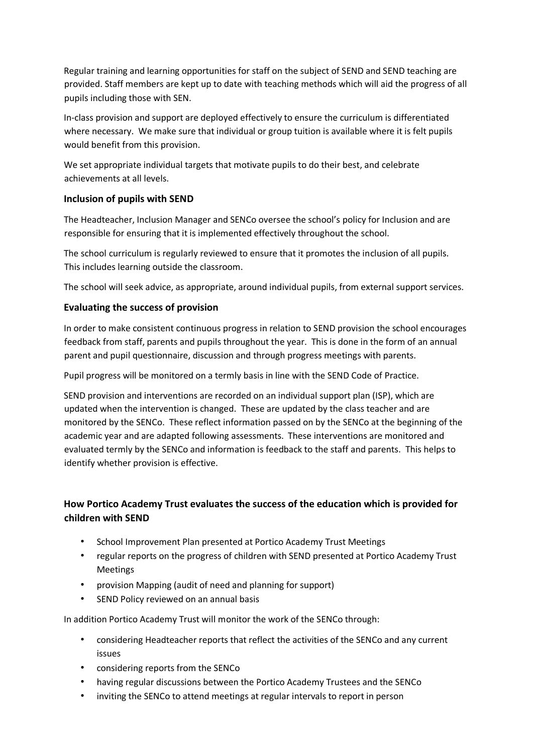Regular training and learning opportunities for staff on the subject of SEND and SEND teaching are provided. Staff members are kept up to date with teaching methods which will aid the progress of all pupils including those with SEN.

In-class provision and support are deployed effectively to ensure the curriculum is differentiated where necessary. We make sure that individual or group tuition is available where it is felt pupils would benefit from this provision.

We set appropriate individual targets that motivate pupils to do their best, and celebrate achievements at all levels.

### Inclusion of pupils with SEND

The Headteacher, Inclusion Manager and SENCo oversee the school's policy for Inclusion and are responsible for ensuring that it is implemented effectively throughout the school.

The school curriculum is regularly reviewed to ensure that it promotes the inclusion of all pupils. This includes learning outside the classroom.

The school will seek advice, as appropriate, around individual pupils, from external support services.

### Evaluating the success of provision

In order to make consistent continuous progress in relation to SEND provision the school encourages feedback from staff, parents and pupils throughout the year. This is done in the form of an annual parent and pupil questionnaire, discussion and through progress meetings with parents.

Pupil progress will be monitored on a termly basis in line with the SEND Code of Practice.

SEND provision and interventions are recorded on an individual support plan (ISP), which are updated when the intervention is changed. These are updated by the class teacher and are monitored by the SENCo. These reflect information passed on by the SENCo at the beginning of the academic year and are adapted following assessments. These interventions are monitored and evaluated termly by the SENCo and information is feedback to the staff and parents. This helps to identify whether provision is effective.

### How Portico Academy Trust evaluates the success of the education which is provided for children with SEND

- School Improvement Plan presented at Portico Academy Trust Meetings
- regular reports on the progress of children with SEND presented at Portico Academy Trust Meetings
- provision Mapping (audit of need and planning for support)
- SEND Policy reviewed on an annual basis

In addition Portico Academy Trust will monitor the work of the SENCo through:

- considering Headteacher reports that reflect the activities of the SENCo and any current issues
- considering reports from the SENCo
- having regular discussions between the Portico Academy Trustees and the SENCo
- inviting the SENCo to attend meetings at regular intervals to report in person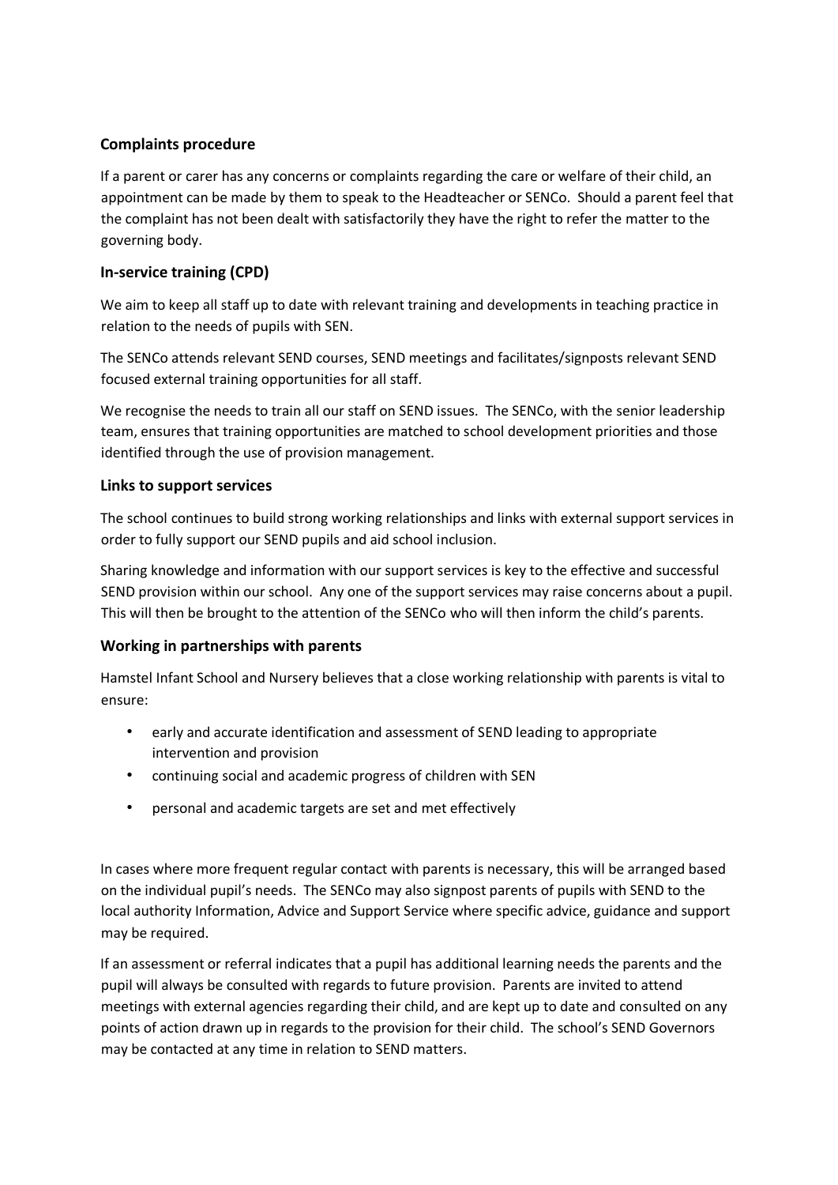### Complaints procedure

If a parent or carer has any concerns or complaints regarding the care or welfare of their child, an appointment can be made by them to speak to the Headteacher or SENCo. Should a parent feel that the complaint has not been dealt with satisfactorily they have the right to refer the matter to the governing body.

### In-service training (CPD)

We aim to keep all staff up to date with relevant training and developments in teaching practice in relation to the needs of pupils with SEN.

The SENCo attends relevant SEND courses, SEND meetings and facilitates/signposts relevant SEND focused external training opportunities for all staff.

We recognise the needs to train all our staff on SEND issues. The SENCo, with the senior leadership team, ensures that training opportunities are matched to school development priorities and those identified through the use of provision management.

### Links to support services

The school continues to build strong working relationships and links with external support services in order to fully support our SEND pupils and aid school inclusion.

Sharing knowledge and information with our support services is key to the effective and successful SEND provision within our school. Any one of the support services may raise concerns about a pupil. This will then be brought to the attention of the SENCo who will then inform the child's parents.

### Working in partnerships with parents

Hamstel Infant School and Nursery believes that a close working relationship with parents is vital to ensure:

- early and accurate identification and assessment of SEND leading to appropriate intervention and provision
- continuing social and academic progress of children with SEN
- personal and academic targets are set and met effectively

In cases where more frequent regular contact with parents is necessary, this will be arranged based on the individual pupil's needs. The SENCo may also signpost parents of pupils with SEND to the local authority Information, Advice and Support Service where specific advice, guidance and support may be required.

If an assessment or referral indicates that a pupil has additional learning needs the parents and the pupil will always be consulted with regards to future provision. Parents are invited to attend meetings with external agencies regarding their child, and are kept up to date and consulted on any points of action drawn up in regards to the provision for their child. The school's SEND Governors may be contacted at any time in relation to SEND matters.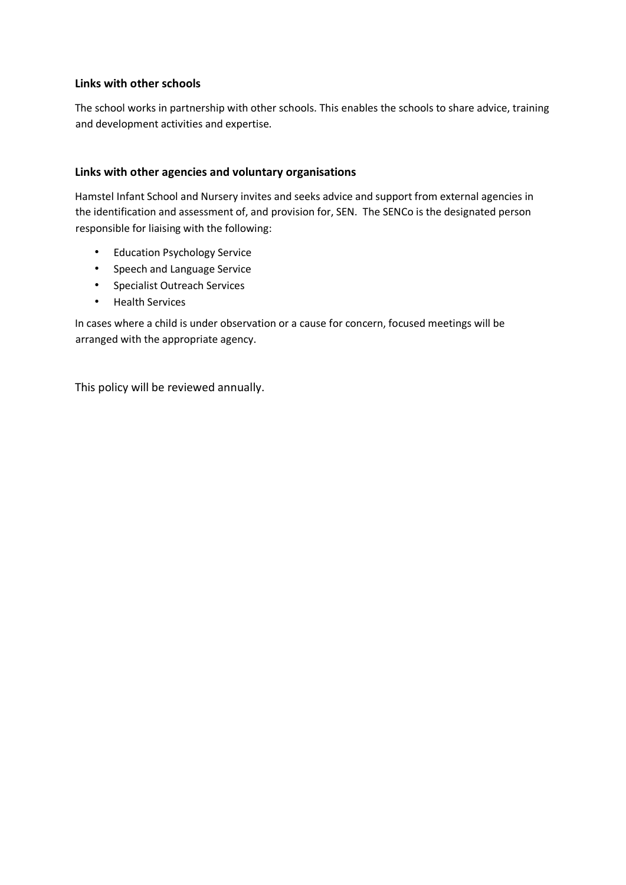**Links with other schools**

The school works in partnership with other schools. This enables the schools to share advice, training and development activities and expertise.

**Links with other agencies and voluntary organisations**

Hamstel Infant School and Nursery invites and seeks advice and support from external agencies in the identification and assessment of, and provision for, SEN. The SENCo is the designated person responsible for liaising with the following:

- Education Psychology Service
- Speech and Language Service
- Specialist Outreach Services
- Health Services

In cases where a child is under observation or a cause for concern, focused meetings will be arranged with the appropriate agency.

This policy will be reviewed annually.